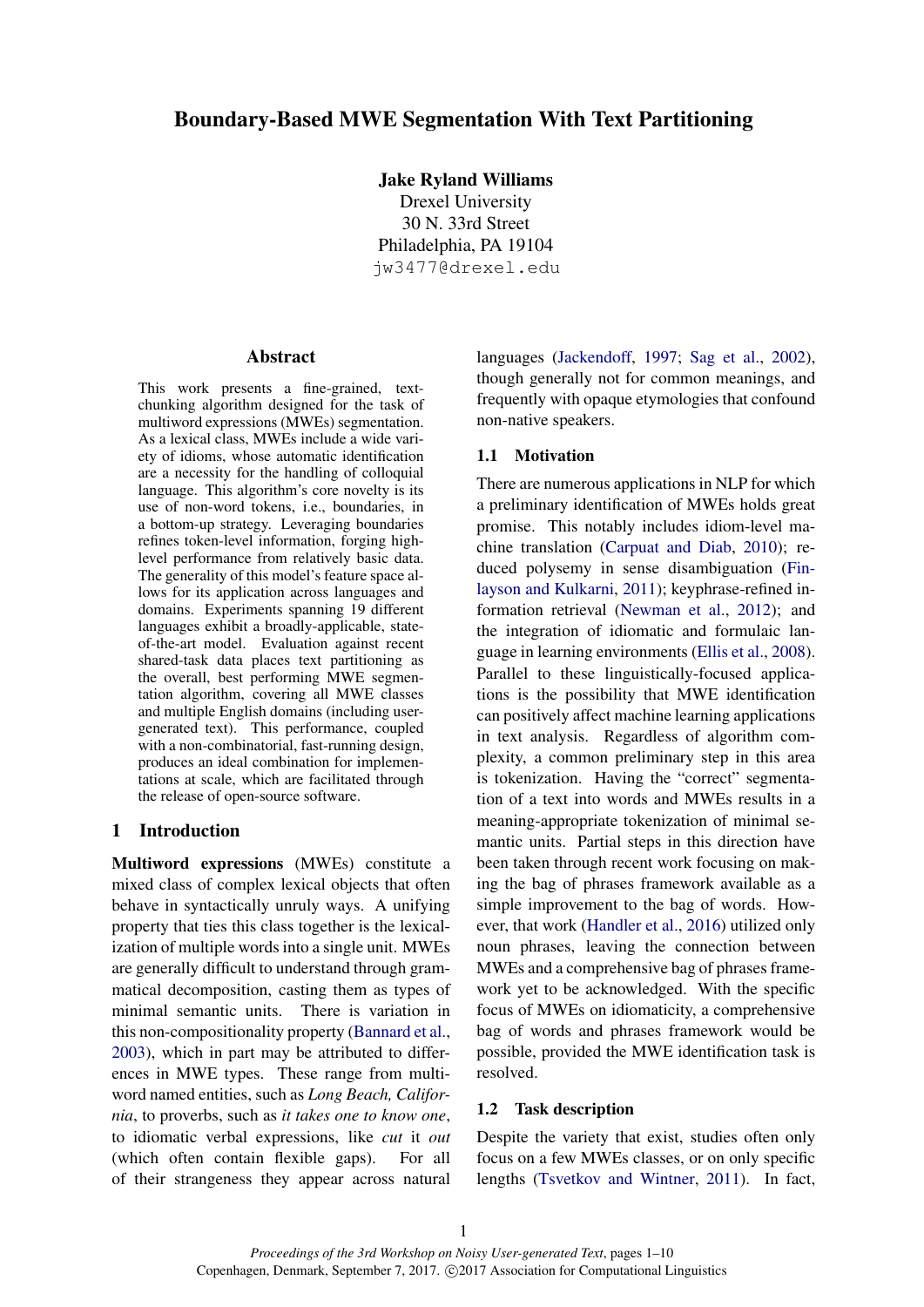# Boundary-Based MWE Segmentation With Text Partitioning

**Jake Ryland Williams**
Drexel University
30 N. 33rd Street
Philadelphia, PA 19104
jw3477@drexel.edu

## Abstract

This work presents a fine-grained, text-chunking algorithm designed for the task of multiword expressions (MWEs) segmentation. As a lexical class, MWEs include a wide variety of idioms, whose automatic identification are a necessity for the handling of colloquial language. This algorithm's core novelty is its use of non-word tokens, i.e., boundaries, in a bottom-up strategy. Leveraging boundaries refines token-level information, forging high-level performance from relatively basic data. The generality of this model's feature space allows for its application across languages and domains. Experiments spanning 19 different languages exhibit a broadly-applicable, state-of-the-art model. Evaluation against recent shared-task data places text partitioning as the overall, best performing MWE segmentation algorithm, covering all MWE classes and multiple English domains (including user-generated text). This performance, coupled with a non-combinatorial, fast-running design, produces an ideal combination for implementations at scale, which are facilitated through the release of open-source software.

## 1 Introduction

**Multiword expressions** (MWEs) constitute a mixed class of complex lexical objects that often behave in syntactically unruly ways. A unifying property that ties this class together is the lexicalization of multiple words into a single unit. MWEs are generally difficult to understand through grammatical decomposition, casting them as types of minimal semantic units. There is variation in this non-compositionality property (Bannard et al., 2003), which in part may be attributed to differences in MWE types. These range from multiword named entities, such as *Long Beach, California*, to proverbs, such as *it takes one to know one*, to idiomatic verbal expressions, like *cut* it *out* (which often contain flexible gaps). For all of their strangeness they appear across natural languages (Jackendoff, 1997; Sag et al., 2002), though generally not for common meanings, and frequently with opaque etymologies that confound non-native speakers.

### 1.1 Motivation

There are numerous applications in NLP for which a preliminary identification of MWEs holds great promise. This notably includes idiom-level machine translation (Carpuat and Diab, 2010); reduced polysemy in sense disambiguation (Finlayson and Kulkarni, 2011); keyphrase-refined information retrieval (Newman et al., 2012); and the integration of idiomatic and formulaic language in learning environments (Ellis et al., 2008). Parallel to these linguistically-focused applications is the possibility that MWE identification can positively affect machine learning applications in text analysis. Regardless of algorithm complexity, a common preliminary step in this area is tokenization. Having the "correct" segmentation of a text into words and MWEs results in a meaning-appropriate tokenization of minimal semantic units. Partial steps in this direction have been taken through recent work focusing on making the bag of phrases framework available as a simple improvement to the bag of words. However, that work (Handler et al., 2016) utilized only noun phrases, leaving the connection between MWEs and a comprehensive bag of phrases framework yet to be acknowledged. With the specific focus of MWEs on idiomaticity, a comprehensive bag of words and phrases framework would be possible, provided the MWE identification task is resolved.

### 1.2 Task description

Despite the variety that exist, studies often only focus on a few MWEs classes, or on only specific lengths (Tsvetkov and Wintner, 2011). In fact,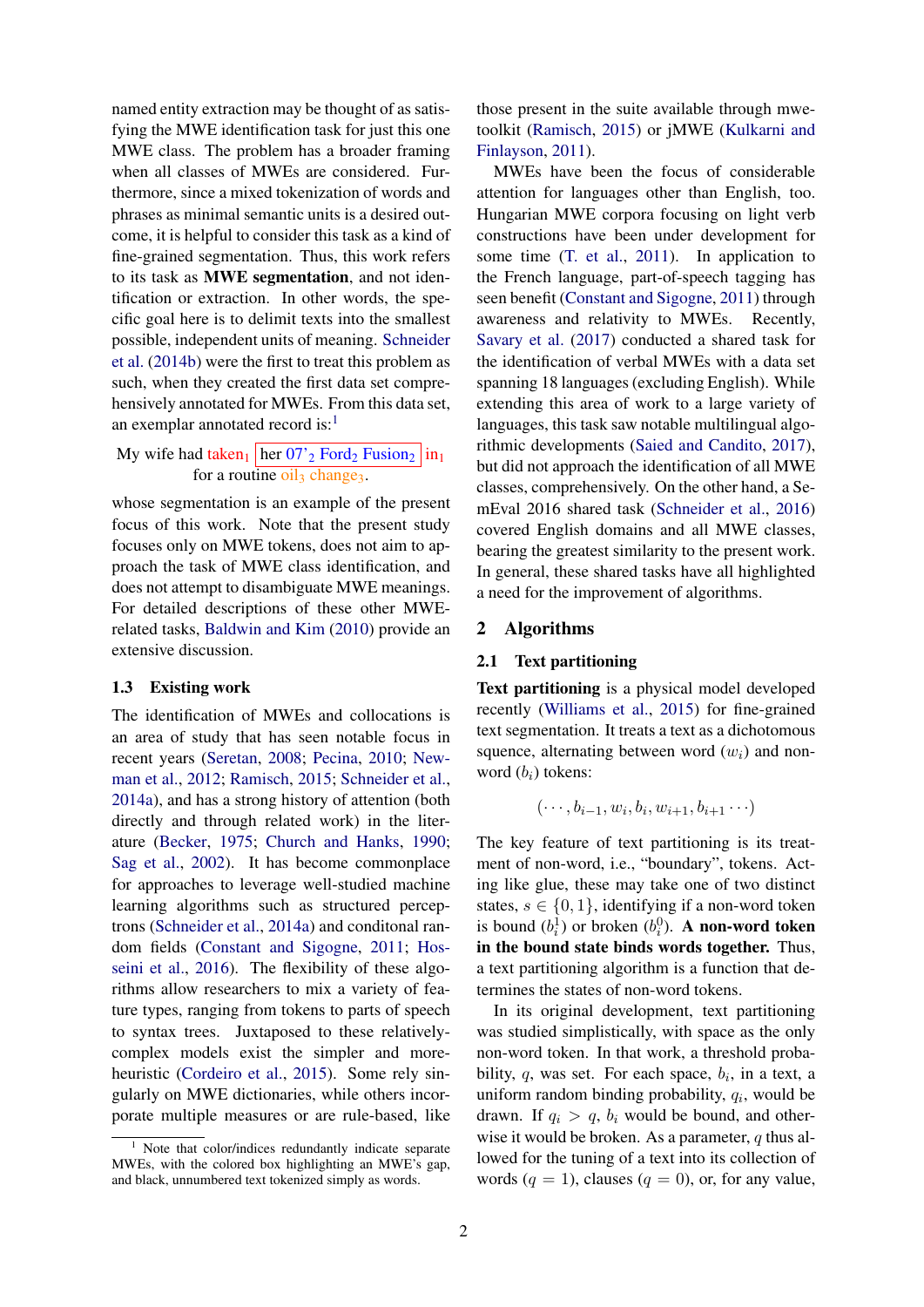named entity extraction may be thought of as satisfying the MWE identification task for just this one MWE class. The problem has a broader framing when all classes of MWEs are considered. Furthermore, since a mixed tokenization of words and phrases as minimal semantic units is a desired outcome, it is helpful to consider this task as a kind of fine-grained segmentation. Thus, this work refers to its task as **MWE segmentation**, and not identification or extraction. In other words, the specific goal here is to delimit texts into the smallest possible, independent units of meaning. Schneider et al. (2014b) were the first to treat this problem as such, when they created the first data set comprehensively annotated for MWEs. From this data set, an exemplar annotated record is:[1]

My wife had taken$_1$ [ her 07'$_2$ Ford$_2$ Fusion$_2$ ] in$_1$ for a routine oil$_3$ change$_3$.

whose segmentation is an example of the present focus of this work. Note that the present study focuses only on MWE tokens, does not aim to approach the task of MWE class identification, and does not attempt to disambiguate MWE meanings. For detailed descriptions of these other MWE-related tasks, Baldwin and Kim (2010) provide an extensive discussion.

### 1.3 Existing work

The identification of MWEs and collocations is an area of study that has seen notable focus in recent years (Seretan, 2008; Pecina, 2010; Newman et al., 2012; Ramisch, 2015; Schneider et al., 2014a), and has a strong history of attention (both directly and through related work) in the literature (Becker, 1975; Church and Hanks, 1990; Sag et al., 2002). It has become commonplace for approaches to leverage well-studied machine learning algorithms such as structured perceptrons (Schneider et al., 2014a) and conditonal random fields (Constant and Sigogne, 2011; Hosseini et al., 2016). The flexibility of these algorithms allow researchers to mix a variety of feature types, ranging from tokens to parts of speech to syntax trees. Juxtaposed to these relatively-complex models exist the simpler and more-heuristic (Cordeiro et al., 2015). Some rely singularly on MWE dictionaries, while others incorporate multiple measures or are rule-based, like those present in the suite available through mwetoolkit (Ramisch, 2015) or jMWE (Kulkarni and Finlayson, 2011).

MWEs have been the focus of considerable attention for languages other than English, too. Hungarian MWE corpora focusing on light verb constructions have been under development for some time (T. et al., 2011). In application to the French language, part-of-speech tagging has seen benefit (Constant and Sigogne, 2011) through awareness and relativity to MWEs. Recently, Savary et al. (2017) conducted a shared task for the identification of verbal MWEs with a data set spanning 18 languages (excluding English). While extending this area of work to a large variety of languages, this task saw notable multilingual algorithmic developments (Saied and Candito, 2017), but did not approach the identification of all MWE classes, comprehensively. On the other hand, a SemEval 2016 shared task (Schneider et al., 2016) covered English domains and all MWE classes, bearing the greatest similarity to the present work. In general, these shared tasks have all highlighted a need for the improvement of algorithms.

## 2 Algorithms

### 2.1 Text partitioning

**Text partitioning** is a physical model developed recently (Williams et al., 2015) for fine-grained text segmentation. It treats a text as a dichotomous squence, alternating between word ($w_i$) and non-word ($b_i$) tokens:

$$(\cdots, b_{i-1}, w_i, b_i, w_{i+1}, b_{i+1} \cdots)$$

The key feature of text partitioning is its treatment of non-word, i.e., "boundary", tokens. Acting like glue, these may take one of two distinct states, $s \in \{0, 1\}$, identifying if a non-word token is bound ($b_i^1$) or broken ($b_i^0$). **A non-word token in the bound state binds words together.** Thus, a text partitioning algorithm is a function that determines the states of non-word tokens.

In its original development, text partitioning was studied simplistically, with space as the only non-word token. In that work, a threshold probability, $q$, was set. For each space, $b_i$, in a text, a uniform random binding probability, $q_i$, would be drawn. If $q_i > q$, $b_i$ would be bound, and otherwise it would be broken. As a parameter, $q$ thus allowed for the tuning of a text into its collection of words ($q = 1$), clauses ($q = 0$), or, for any value,

[1] Note that color/indices redundantly indicate separate MWEs, with the colored box highlighting an MWE's gap, and black, unnumbered text tokenized simply as words.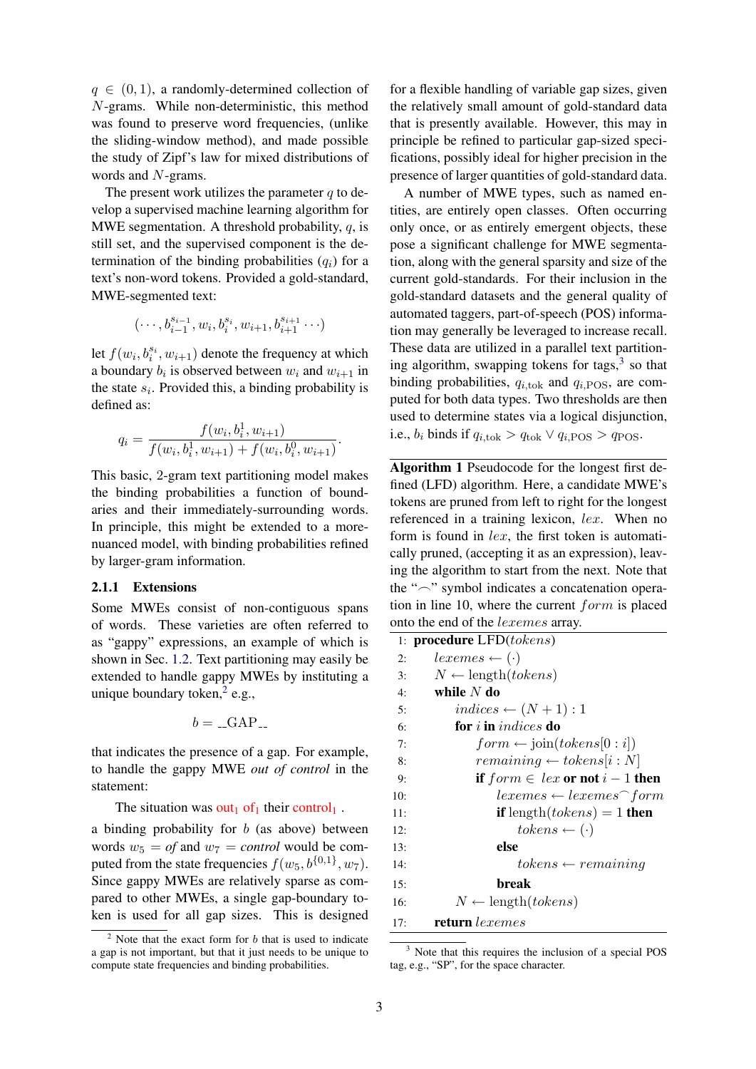$q \in (0, 1)$, a randomly-determined collection of $N$-grams. While non-deterministic, this method was found to preserve word frequencies, (unlike the sliding-window method), and made possible the study of Zipf's law for mixed distributions of words and $N$-grams.

The present work utilizes the parameter $q$ to develop a supervised machine learning algorithm for MWE segmentation. A threshold probability, $q$, is still set, and the supervised component is the determination of the binding probabilities ($q_i$) for a text's non-word tokens. Provided a gold-standard, MWE-segmented text:

$$(\cdots, b_{i-1}^{s_{i-1}}, w_i, b_i^{s_i}, w_{i+1}, b_{i+1}^{s_{i+1}} \cdots)$$

let $f(w_i, b_i^{s_i}, w_{i+1})$ denote the frequency at which a boundary $b_i$ is observed between $w_i$ and $w_{i+1}$ in the state $s_i$. Provided this, a binding probability is defined as:

$$q_i = \frac{f(w_i, b_i^1, w_{i+1})}{f(w_i, b_i^1, w_{i+1}) + f(w_i, b_i^0, w_{i+1})}.$$

This basic, 2-gram text partitioning model makes the binding probabilities a function of boundaries and their immediately-surrounding words. In principle, this might be extended to a more-nuanced model, with binding probabilities refined by larger-gram information.

#### 2.1.1 Extensions

Some MWEs consist of non-contiguous spans of words. These varieties are often referred to as "gappy" expressions, an example of which is shown in Sec. 1.2. Text partitioning may easily be extended to handle gappy MWEs by instituting a unique boundary token,[2] e.g.,

$$b = \_\text{GAP}\_$$

that indicates the presence of a gap. For example, to handle the gappy MWE *out of control* in the statement:

The situation was $\text{out}_1$ $\text{of}_1$ their $\text{control}_1$ .

a binding probability for $b$ (as above) between words $w_5 = \textit{of}$ and $w_7 = \textit{control}$ would be computed from the state frequencies $f(w_5, b^{\{0,1\}}, w_7)$. Since gappy MWEs are relatively sparse as compared to other MWEs, a single gap-boundary token is used for all gap sizes. This is designed for a flexible handling of variable gap sizes, given the relatively small amount of gold-standard data that is presently available. However, this may in principle be refined to particular gap-sized specifications, possibly ideal for higher precision in the presence of larger quantities of gold-standard data.

A number of MWE types, such as named entities, are entirely open classes. Often occurring only once, or as entirely emergent objects, these pose a significant challenge for MWE segmentation, along with the general sparsity and size of the current gold-standards. For their inclusion in the gold-standard datasets and the general quality of automated taggers, part-of-speech (POS) information may generally be leveraged to increase recall. These data are utilized in a parallel text partitioning algorithm, swapping tokens for tags,[3] so that binding probabilities, $q_{i,\text{tok}}$ and $q_{i,\text{POS}}$, are computed for both data types. Two thresholds are then used to determine states via a logical disjunction, i.e., $b_i$ binds if $q_{i,\text{tok}} > q_{\text{tok}} \vee q_{i,\text{POS}} > q_{\text{POS}}$.

**Algorithm 1** Pseudocode for the longest first defined (LFD) algorithm. Here, a candidate MWE's tokens are pruned from left to right for the longest referenced in a training lexicon, *lex*. When no form is found in *lex*, the first token is automatically pruned, (accepting it as an expression), leaving the algorithm to start from the next. Note that the "⌢" symbol indicates a concatenation operation in line 10, where the current *form* is placed onto the end of the *lexemes* array.

```
1:  procedure LFD(tokens)
2:      lexemes ← (·)
3:      N ← length(tokens)
4:      while N do
5:          indices ← (N + 1) : 1
6:          for i in indices do
7:              form ← join(tokens[0 : i])
8:              remaining ← tokens[i : N]
9:              if form ∈ lex or not i − 1 then
10:                 lexemes ← lexemes⌢form
11:                 if length(tokens) = 1 then
12:                     tokens ← (·)
13:                 else
14:                     tokens ← remaining
15:                 break
16:         N ← length(tokens)
17:     return lexemes
```

[2] Note that the exact form for $b$ that is used to indicate a gap is not important, but that it just needs to be unique to compute state frequencies and binding probabilities.

[3] Note that this requires the inclusion of a special POS tag, e.g., "SP", for the space character.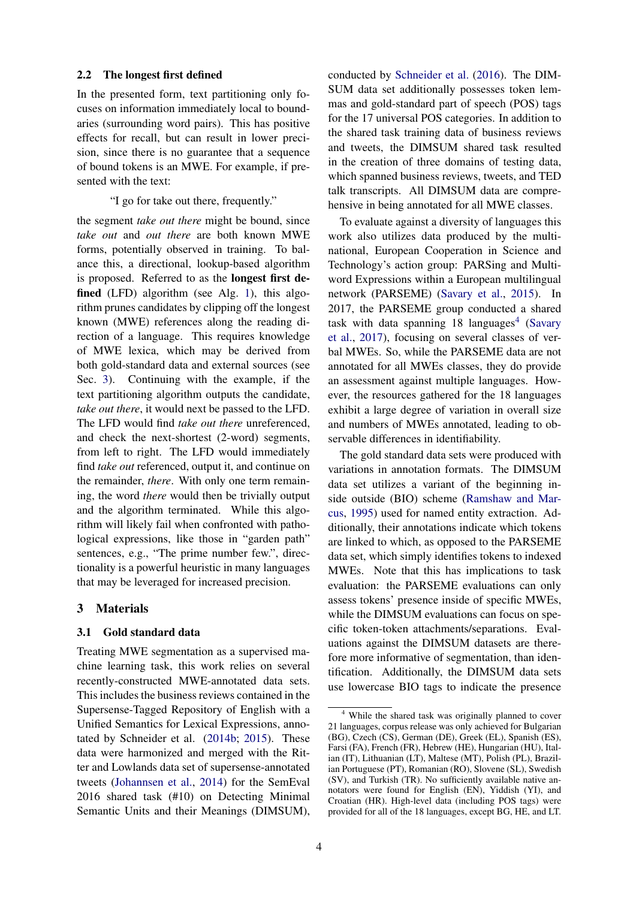### 2.2 The longest first defined

In the presented form, text partitioning only focuses on information immediately local to boundaries (surrounding word pairs). This has positive effects for recall, but can result in lower precision, since there is no guarantee that a sequence of bound tokens is an MWE. For example, if presented with the text:

> "I go for take out there, frequently."

the segment *take out there* might be bound, since *take out* and *out there* are both known MWE forms, potentially observed in training. To balance this, a directional, lookup-based algorithm is proposed. Referred to as the **longest first defined** (LFD) algorithm (see Alg. 1), this algorithm prunes candidates by clipping off the longest known (MWE) references along the reading direction of a language. This requires knowledge of MWE lexica, which may be derived from both gold-standard data and external sources (see Sec. 3). Continuing with the example, if the text partitioning algorithm outputs the candidate, *take out there*, it would next be passed to the LFD. The LFD would find *take out there* unreferenced, and check the next-shortest (2-word) segments, from left to right. The LFD would immediately find *take out* referenced, output it, and continue on the remainder, *there*. With only one term remaining, the word *there* would then be trivially output and the algorithm terminated. While this algorithm will likely fail when confronted with pathological expressions, like those in "garden path" sentences, e.g., "The prime number few.", directionality is a powerful heuristic in many languages that may be leveraged for increased precision.

## 3 Materials

### 3.1 Gold standard data

Treating MWE segmentation as a supervised machine learning task, this work relies on several recently-constructed MWE-annotated data sets. This includes the business reviews contained in the Supersense-Tagged Repository of English with a Unified Semantics for Lexical Expressions, annotated by Schneider et al. (2014b; 2015). These data were harmonized and merged with the Ritter and Lowlands data set of supersense-annotated tweets (Johannsen et al., 2014) for the SemEval 2016 shared task (#10) on Detecting Minimal Semantic Units and their Meanings (DIMSUM), conducted by Schneider et al. (2016). The DIMSUM data set additionally possesses token lemmas and gold-standard part of speech (POS) tags for the 17 universal POS categories. In addition to the shared task training data of business reviews and tweets, the DIMSUM shared task resulted in the creation of three domains of testing data, which spanned business reviews, tweets, and TED talk transcripts. All DIMSUM data are comprehensive in being annotated for all MWE classes.

To evaluate against a diversity of languages this work also utilizes data produced by the multinational, European Cooperation in Science and Technology's action group: PARSing and Multiword Expressions within a European multilingual network (PARSEME) (Savary et al., 2015). In 2017, the PARSEME group conducted a shared task with data spanning 18 languages[4] (Savary et al., 2017), focusing on several classes of verbal MWEs. So, while the PARSEME data are not annotated for all MWEs classes, they do provide an assessment against multiple languages. However, the resources gathered for the 18 languages exhibit a large degree of variation in overall size and numbers of MWEs annotated, leading to observable differences in identifiability.

The gold standard data sets were produced with variations in annotation formats. The DIMSUM data set utilizes a variant of the beginning inside outside (BIO) scheme (Ramshaw and Marcus, 1995) used for named entity extraction. Additionally, their annotations indicate which tokens are linked to which, as opposed to the PARSEME data set, which simply identifies tokens to indexed MWEs. Note that this has implications to task evaluation: the PARSEME evaluations can only assess tokens' presence inside of specific MWEs, while the DIMSUM evaluations can focus on specific token-token attachments/separations. Evaluations against the DIMSUM datasets are therefore more informative of segmentation, than identification. Additionally, the DIMSUM data sets use lowercase BIO tags to indicate the presence

[4] While the shared task was originally planned to cover 21 languages, corpus release was only achieved for Bulgarian (BG), Czech (CS), German (DE), Greek (EL), Spanish (ES), Farsi (FA), French (FR), Hebrew (HE), Hungarian (HU), Italian (IT), Lithuanian (LT), Maltese (MT), Polish (PL), Brazilian Portuguese (PT), Romanian (RO), Slovene (SL), Swedish (SV), and Turkish (TR). No sufficiently available native annotators were found for English (EN), Yiddish (YI), and Croatian (HR). High-level data (including POS tags) were provided for all of the 18 languages, except BG, HE, and LT.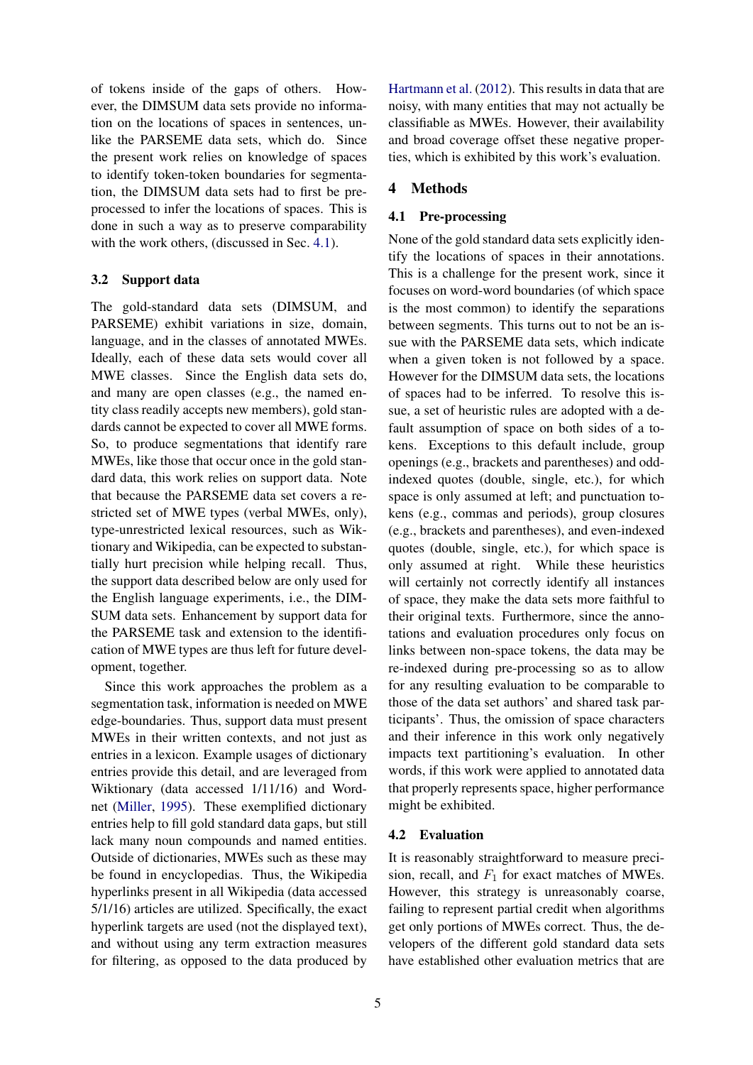of tokens inside of the gaps of others. However, the DIMSUM data sets provide no information on the locations of spaces in sentences, unlike the PARSEME data sets, which do. Since the present work relies on knowledge of spaces to identify token-token boundaries for segmentation, the DIMSUM data sets had to first be preprocessed to infer the locations of spaces. This is done in such a way as to preserve comparability with the work others, (discussed in Sec. 4.1).

### 3.2 Support data

The gold-standard data sets (DIMSUM, and PARSEME) exhibit variations in size, domain, language, and in the classes of annotated MWEs. Ideally, each of these data sets would cover all MWE classes. Since the English data sets do, and many are open classes (e.g., the named entity class readily accepts new members), gold standards cannot be expected to cover all MWE forms. So, to produce segmentations that identify rare MWEs, like those that occur once in the gold standard data, this work relies on support data. Note that because the PARSEME data set covers a restricted set of MWE types (verbal MWEs, only), type-unrestricted lexical resources, such as Wiktionary and Wikipedia, can be expected to substantially hurt precision while helping recall. Thus, the support data described below are only used for the English language experiments, i.e., the DIMSUM data sets. Enhancement by support data for the PARSEME task and extension to the identification of MWE types are thus left for future development, together.

Since this work approaches the problem as a segmentation task, information is needed on MWE edge-boundaries. Thus, support data must present MWEs in their written contexts, and not just as entries in a lexicon. Example usages of dictionary entries provide this detail, and are leveraged from Wiktionary (data accessed 1/11/16) and Wordnet (Miller, 1995). These exemplified dictionary entries help to fill gold standard data gaps, but still lack many noun compounds and named entities. Outside of dictionaries, MWEs such as these may be found in encyclopedias. Thus, the Wikipedia hyperlinks present in all Wikipedia (data accessed 5/1/16) articles are utilized. Specifically, the exact hyperlink targets are used (not the displayed text), and without using any term extraction measures for filtering, as opposed to the data produced by Hartmann et al. (2012). This results in data that are noisy, with many entities that may not actually be classifiable as MWEs. However, their availability and broad coverage offset these negative properties, which is exhibited by this work's evaluation.

## 4 Methods

### 4.1 Pre-processing

None of the gold standard data sets explicitly identify the locations of spaces in their annotations. This is a challenge for the present work, since it focuses on word-word boundaries (of which space is the most common) to identify the separations between segments. This turns out to not be an issue with the PARSEME data sets, which indicate when a given token is not followed by a space. However for the DIMSUM data sets, the locations of spaces had to be inferred. To resolve this issue, a set of heuristic rules are adopted with a default assumption of space on both sides of a tokens. Exceptions to this default include, group openings (e.g., brackets and parentheses) and odd-indexed quotes (double, single, etc.), for which space is only assumed at left; and punctuation tokens (e.g., commas and periods), group closures (e.g., brackets and parentheses), and even-indexed quotes (double, single, etc.), for which space is only assumed at right. While these heuristics will certainly not correctly identify all instances of space, they make the data sets more faithful to their original texts. Furthermore, since the annotations and evaluation procedures only focus on links between non-space tokens, the data may be re-indexed during pre-processing so as to allow for any resulting evaluation to be comparable to those of the data set authors' and shared task participants'. Thus, the omission of space characters and their inference in this work only negatively impacts text partitioning's evaluation. In other words, if this work were applied to annotated data that properly represents space, higher performance might be exhibited.

### 4.2 Evaluation

It is reasonably straightforward to measure precision, recall, and $F_1$ for exact matches of MWEs. However, this strategy is unreasonably coarse, failing to represent partial credit when algorithms get only portions of MWEs correct. Thus, the developers of the different gold standard data sets have established other evaluation metrics that are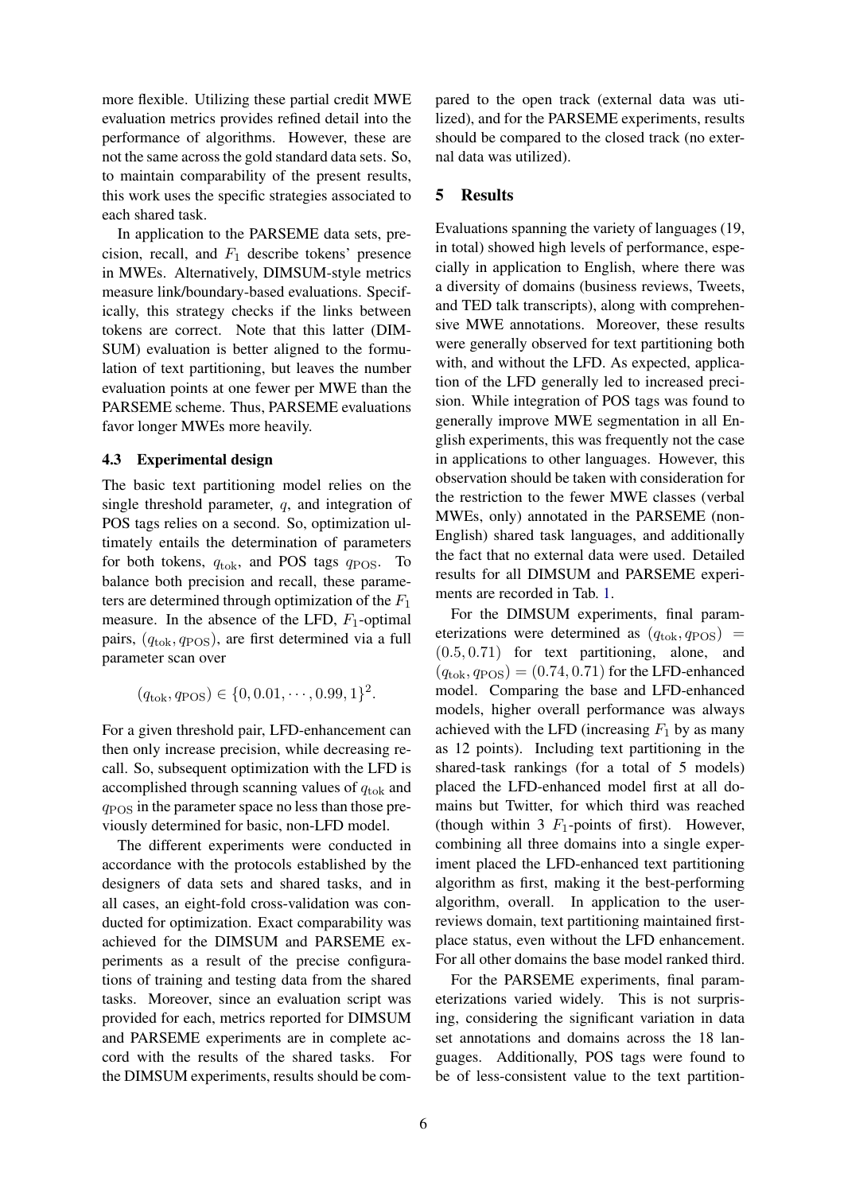more flexible. Utilizing these partial credit MWE evaluation metrics provides refined detail into the performance of algorithms. However, these are not the same across the gold standard data sets. So, to maintain comparability of the present results, this work uses the specific strategies associated to each shared task.

In application to the PARSEME data sets, precision, recall, and $F_1$ describe tokens' presence in MWEs. Alternatively, DIMSUM-style metrics measure link/boundary-based evaluations. Specifically, this strategy checks if the links between tokens are correct. Note that this latter (DIMSUM) evaluation is better aligned to the formulation of text partitioning, but leaves the number evaluation points at one fewer per MWE than the PARSEME scheme. Thus, PARSEME evaluations favor longer MWEs more heavily.

### 4.3 Experimental design

The basic text partitioning model relies on the single threshold parameter, $q$, and integration of POS tags relies on a second. So, optimization ultimately entails the determination of parameters for both tokens, $q_{\text{tok}}$, and POS tags $q_{\text{POS}}$. To balance both precision and recall, these parameters are determined through optimization of the $F_1$ measure. In the absence of the LFD, $F_1$-optimal pairs, $(q_{\text{tok}}, q_{\text{POS}})$, are first determined via a full parameter scan over

$$(q_{\text{tok}}, q_{\text{POS}}) \in \{0, 0.01, \cdots, 0.99, 1\}^2.$$

For a given threshold pair, LFD-enhancement can then only increase precision, while decreasing recall. So, subsequent optimization with the LFD is accomplished through scanning values of $q_{\text{tok}}$ and $q_{\text{POS}}$ in the parameter space no less than those previously determined for basic, non-LFD model.

The different experiments were conducted in accordance with the protocols established by the designers of data sets and shared tasks, and in all cases, an eight-fold cross-validation was conducted for optimization. Exact comparability was achieved for the DIMSUM and PARSEME experiments as a result of the precise configurations of training and testing data from the shared tasks. Moreover, since an evaluation script was provided for each, metrics reported for DIMSUM and PARSEME experiments are in complete accord with the results of the shared tasks. For the DIMSUM experiments, results should be compared to the open track (external data was utilized), and for the PARSEME experiments, results should be compared to the closed track (no external data was utilized).

## 5 Results

Evaluations spanning the variety of languages (19, in total) showed high levels of performance, especially in application to English, where there was a diversity of domains (business reviews, Tweets, and TED talk transcripts), along with comprehensive MWE annotations. Moreover, these results were generally observed for text partitioning both with, and without the LFD. As expected, application of the LFD generally led to increased precision. While integration of POS tags was found to generally improve MWE segmentation in all English experiments, this was frequently not the case in applications to other languages. However, this observation should be taken with consideration for the restriction to the fewer MWE classes (verbal MWEs, only) annotated in the PARSEME (non-English) shared task languages, and additionally the fact that no external data were used. Detailed results for all DIMSUM and PARSEME experiments are recorded in Tab. 1.

For the DIMSUM experiments, final parameterizations were determined as $(q_{\text{tok}}, q_{\text{POS}}) = (0.5, 0.71)$ for text partitioning, alone, and $(q_{\text{tok}}, q_{\text{POS}}) = (0.74, 0.71)$ for the LFD-enhanced model. Comparing the base and LFD-enhanced models, higher overall performance was always achieved with the LFD (increasing $F_1$ by as many as 12 points). Including text partitioning in the shared-task rankings (for a total of 5 models) placed the LFD-enhanced model first at all domains but Twitter, for which third was reached (though within 3 $F_1$-points of first). However, combining all three domains into a single experiment placed the LFD-enhanced text partitioning algorithm as first, making it the best-performing algorithm, overall. In application to the user-reviews domain, text partitioning maintained first-place status, even without the LFD enhancement. For all other domains the base model ranked third.

For the PARSEME experiments, final parameterizations varied widely. This is not surprising, considering the significant variation in data set annotations and domains across the 18 languages. Additionally, POS tags were found to be of less-consistent value to the text partition-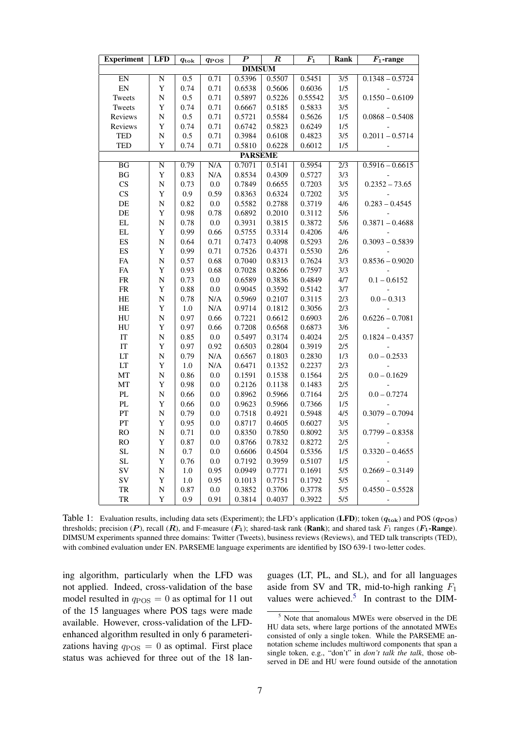| Experiment | LFD | $q_{\mathrm{tok}}$ | $q_{\mathrm{POS}}$ | $P$ | $R$ | $F_1$ | Rank | $F_1$-range |
|---|---|---|---|---|---|---|---|---|
| **DIMSUM** | | | | | | | | |
| EN | N | 0.5 | 0.71 | 0.5396 | 0.5507 | 0.5451 | 3/5 | 0.1348 – 0.5724 |
| EN | Y | 0.74 | 0.71 | 0.6538 | 0.5606 | 0.6036 | 1/5 | - |
| Tweets | N | 0.5 | 0.71 | 0.5897 | 0.5226 | 0.55542 | 3/5 | 0.1550 – 0.6109 |
| Tweets | Y | 0.74 | 0.71 | 0.6667 | 0.5185 | 0.5833 | 3/5 | - |
| Reviews | N | 0.5 | 0.71 | 0.5721 | 0.5584 | 0.5626 | 1/5 | 0.0868 – 0.5408 |
| Reviews | Y | 0.74 | 0.71 | 0.6742 | 0.5823 | 0.6249 | 1/5 | - |
| TED | N | 0.5 | 0.71 | 0.3984 | 0.6108 | 0.4823 | 3/5 | 0.2011 – 0.5714 |
| TED | Y | 0.74 | 0.71 | 0.5810 | 0.6228 | 0.6012 | 1/5 | - |
| **PARSEME** | | | | | | | | |
| BG | N | 0.79 | N/A | 0.7071 | 0.5141 | 0.5954 | 2/3 | 0.5916 – 0.6615 |
| BG | Y | 0.83 | N/A | 0.8534 | 0.4309 | 0.5727 | 3/3 | - |
| CS | N | 0.73 | 0.0 | 0.7849 | 0.6655 | 0.7203 | 3/5 | 0.2352 – 73.65 |
| CS | Y | 0.9 | 0.59 | 0.8363 | 0.6324 | 0.7202 | 3/5 | - |
| DE | N | 0.82 | 0.0 | 0.5582 | 0.2788 | 0.3719 | 4/6 | 0.283 – 0.4545 |
| DE | Y | 0.98 | 0.78 | 0.6892 | 0.2010 | 0.3112 | 5/6 | - |
| EL | N | 0.78 | 0.0 | 0.3931 | 0.3815 | 0.3872 | 5/6 | 0.3871 – 0.4688 |
| EL | Y | 0.99 | 0.66 | 0.5755 | 0.3314 | 0.4206 | 4/6 | - |
| ES | N | 0.64 | 0.71 | 0.7473 | 0.4098 | 0.5293 | 2/6 | 0.3093 – 0.5839 |
| ES | Y | 0.99 | 0.71 | 0.7526 | 0.4371 | 0.5530 | 2/6 | - |
| FA | N | 0.57 | 0.68 | 0.7040 | 0.8313 | 0.7624 | 3/3 | 0.8536 – 0.9020 |
| FA | Y | 0.93 | 0.68 | 0.7028 | 0.8266 | 0.7597 | 3/3 | - |
| FR | N | 0.73 | 0.0 | 0.6589 | 0.3836 | 0.4849 | 4/7 | 0.1 – 0.6152 |
| FR | Y | 0.88 | 0.0 | 0.9045 | 0.3592 | 0.5142 | 3/7 | - |
| HE | N | 0.78 | N/A | 0.5969 | 0.2107 | 0.3115 | 2/3 | 0.0 – 0.313 |
| HE | Y | 1.0 | N/A | 0.9714 | 0.1812 | 0.3056 | 2/3 | - |
| HU | N | 0.97 | 0.66 | 0.7221 | 0.6612 | 0.6903 | 2/6 | 0.6226 – 0.7081 |
| HU | Y | 0.97 | 0.66 | 0.7208 | 0.6568 | 0.6873 | 3/6 | - |
| IT | N | 0.85 | 0.0 | 0.5497 | 0.3174 | 0.4024 | 2/5 | 0.1824 – 0.4357 |
| IT | Y | 0.97 | 0.92 | 0.6503 | 0.2804 | 0.3919 | 2/5 | - |
| LT | N | 0.79 | N/A | 0.6567 | 0.1803 | 0.2830 | 1/3 | 0.0 – 0.2533 |
| LT | Y | 1.0 | N/A | 0.6471 | 0.1352 | 0.2237 | 2/3 | - |
| MT | N | 0.86 | 0.0 | 0.1591 | 0.1538 | 0.1564 | 2/5 | 0.0 – 0.1629 |
| MT | Y | 0.98 | 0.0 | 0.2126 | 0.1138 | 0.1483 | 2/5 | - |
| PL | N | 0.66 | 0.0 | 0.8962 | 0.5966 | 0.7164 | 2/5 | 0.0 – 0.7274 |
| PL | Y | 0.66 | 0.0 | 0.9623 | 0.5966 | 0.7366 | 1/5 | - |
| PT | N | 0.79 | 0.0 | 0.7518 | 0.4921 | 0.5948 | 4/5 | 0.3079 – 0.7094 |
| PT | Y | 0.95 | 0.0 | 0.8717 | 0.4605 | 0.6027 | 3/5 | - |
| RO | N | 0.71 | 0.0 | 0.8350 | 0.7850 | 0.8092 | 3/5 | 0.7799 – 0.8358 |
| RO | Y | 0.87 | 0.0 | 0.8766 | 0.7832 | 0.8272 | 2/5 | - |
| SL | N | 0.7 | 0.0 | 0.6606 | 0.4504 | 0.5356 | 1/5 | 0.3320 – 0.4655 |
| SL | Y | 0.76 | 0.0 | 0.7192 | 0.3959 | 0.5107 | 1/5 | - |
| SV | N | 1.0 | 0.95 | 0.0949 | 0.7771 | 0.1691 | 5/5 | 0.2669 – 0.3149 |
| SV | Y | 1.0 | 0.95 | 0.1013 | 0.7751 | 0.1792 | 5/5 | - |
| TR | N | 0.87 | 0.0 | 0.3852 | 0.3706 | 0.3778 | 5/5 | 0.4550 – 0.5528 |
| TR | Y | 0.9 | 0.91 | 0.3814 | 0.4037 | 0.3922 | 5/5 | - |

Table 1: Evaluation results, including data sets (Experiment); the LFD's application (**LFD**); token ($q_{\mathrm{tok}}$) and POS ($q_{\mathrm{POS}}$) thresholds; precision ($P$), recall ($R$), and F-measure ($F_1$); shared-task rank (**Rank**); and shared task $F_1$ ranges (**$F_1$-Range**). DIMSUM experiments spanned three domains: Twitter (Tweets), business reviews (Reviews), and TED talk transcripts (TED), with combined evaluation under EN. PARSEME language experiments are identified by ISO 639-1 two-letter codes.

ing algorithm, particularly when the LFD was not applied. Indeed, cross-validation of the base model resulted in $q_{\mathrm{POS}} = 0$ as optimal for 11 out of the 15 languages where POS tags were made available. However, cross-validation of the LFD-enhanced algorithm resulted in only 6 parameterizations having $q_{\mathrm{POS}} = 0$ as optimal. First place status was achieved for three out of the 18 languages (LT, PL, and SL), and for all languages aside from SV and TR, mid-to-high ranking $F_1$ values were achieved.[5] In contrast to the DIM-

[5] Note that anomalous MWEs were observed in the DE HU data sets, where large portions of the annotated MWEs consisted of only a single token. While the PARSEME annotation scheme includes multiword components that span a single token, e.g., "don't" in *don't talk the talk*, those observed in DE and HU were found outside of the annotation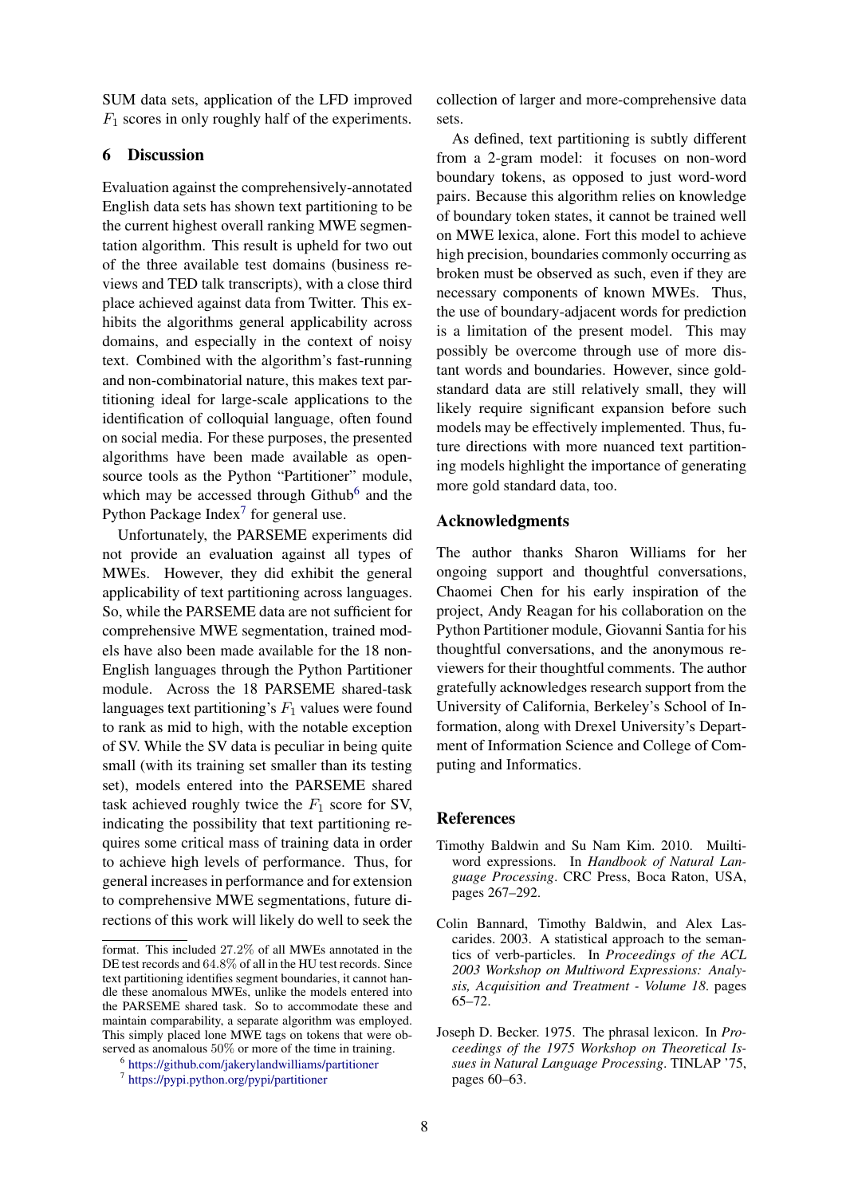SUM data sets, application of the LFD improved $F_1$ scores in only roughly half of the experiments.

## 6 Discussion

Evaluation against the comprehensively-annotated English data sets has shown text partitioning to be the current highest overall ranking MWE segmentation algorithm. This result is upheld for two out of the three available test domains (business reviews and TED talk transcripts), with a close third place achieved against data from Twitter. This exhibits the algorithms general applicability across domains, and especially in the context of noisy text. Combined with the algorithm's fast-running and non-combinatorial nature, this makes text partitioning ideal for large-scale applications to the identification of colloquial language, often found on social media. For these purposes, the presented algorithms have been made available as open-source tools as the Python "Partitioner" module, which may be accessed through Github[6] and the Python Package Index[7] for general use.

Unfortunately, the PARSEME experiments did not provide an evaluation against all types of MWEs. However, they did exhibit the general applicability of text partitioning across languages. So, while the PARSEME data are not sufficient for comprehensive MWE segmentation, trained models have also been made available for the 18 non-English languages through the Python Partitioner module. Across the 18 PARSEME shared-task languages text partitioning's $F_1$ values were found to rank as mid to high, with the notable exception of SV. While the SV data is peculiar in being quite small (with its training set smaller than its testing set), models entered into the PARSEME shared task achieved roughly twice the $F_1$ score for SV, indicating the possibility that text partitioning requires some critical mass of training data in order to achieve high levels of performance. Thus, for general increases in performance and for extension to comprehensive MWE segmentations, future directions of this work will likely do well to seek the collection of larger and more-comprehensive data sets.

As defined, text partitioning is subtly different from a 2-gram model: it focuses on non-word boundary tokens, as opposed to just word-word pairs. Because this algorithm relies on knowledge of boundary token states, it cannot be trained well on MWE lexica, alone. Fort this model to achieve high precision, boundaries commonly occurring as broken must be observed as such, even if they are necessary components of known MWEs. Thus, the use of boundary-adjacent words for prediction is a limitation of the present model. This may possibly be overcome through use of more distant words and boundaries. However, since gold-standard data are still relatively small, they will likely require significant expansion before such models may be effectively implemented. Thus, future directions with more nuanced text partitioning models highlight the importance of generating more gold standard data, too.

format. This included 27.2% of all MWEs annotated in the DE test records and 64.8% of all in the HU test records. Since text partitioning identifies segment boundaries, it cannot handle these anomalous MWEs, unlike the models entered into the PARSEME shared task. So to accommodate these and maintain comparability, a separate algorithm was employed. This simply placed lone MWE tags on tokens that were observed as anomalous 50% or more of the time in training.

[6] https://github.com/jakerylandwilliams/partitioner

[7] https://pypi.python.org/pypi/partitioner

## Acknowledgments

The author thanks Sharon Williams for her ongoing support and thoughtful conversations, Chaomei Chen for his early inspiration of the project, Andy Reagan for his collaboration on the Python Partitioner module, Giovanni Santia for his thoughtful conversations, and the anonymous reviewers for their thoughtful comments. The author gratefully acknowledges research support from the University of California, Berkeley's School of Information, along with Drexel University's Department of Information Science and College of Computing and Informatics.

## References

Timothy Baldwin and Su Nam Kim. 2010. Muiltiword expressions. In *Handbook of Natural Language Processing*. CRC Press, Boca Raton, USA, pages 267–292.

Colin Bannard, Timothy Baldwin, and Alex Lascarides. 2003. A statistical approach to the semantics of verb-particles. In *Proceedings of the ACL 2003 Workshop on Multiword Expressions: Analysis, Acquisition and Treatment - Volume 18*. pages 65–72.

Joseph D. Becker. 1975. The phrasal lexicon. In *Proceedings of the 1975 Workshop on Theoretical Issues in Natural Language Processing*. TINLAP '75, pages 60–63.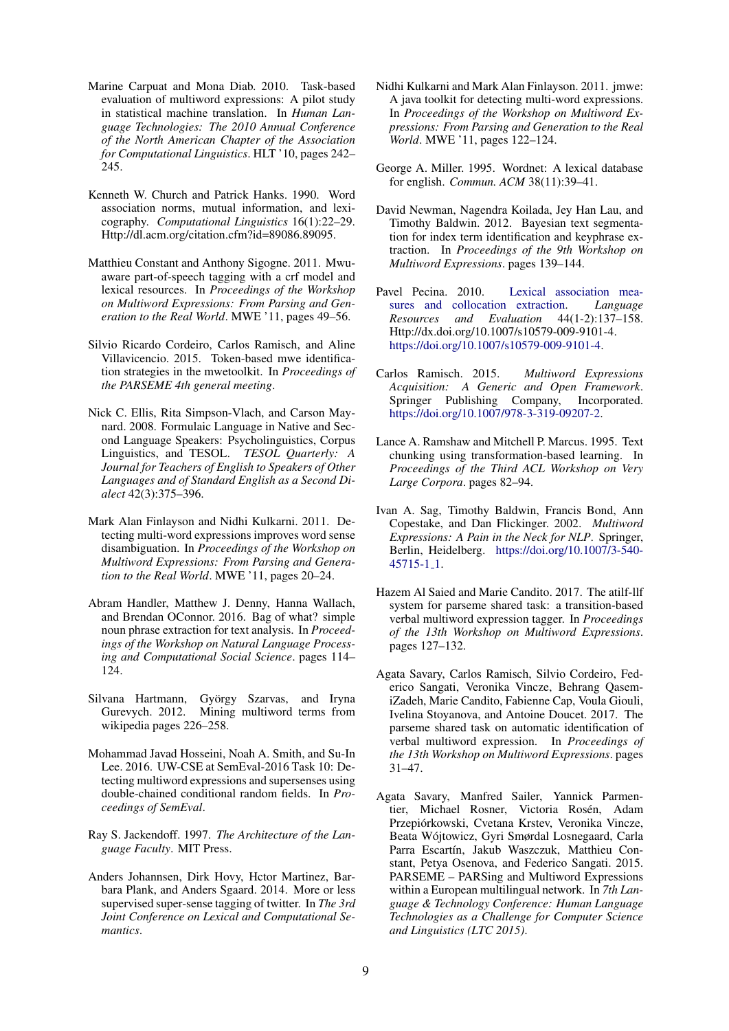Marine Carpuat and Mona Diab. 2010. Task-based evaluation of multiword expressions: A pilot study in statistical machine translation. In *Human Language Technologies: The 2010 Annual Conference of the North American Chapter of the Association for Computational Linguistics*. HLT '10, pages 242–245.

Kenneth W. Church and Patrick Hanks. 1990. Word association norms, mutual information, and lexicography. *Computational Linguistics* 16(1):22–29. Http://dl.acm.org/citation.cfm?id=89086.89095.

Matthieu Constant and Anthony Sigogne. 2011. Mwu-aware part-of-speech tagging with a crf model and lexical resources. In *Proceedings of the Workshop on Multiword Expressions: From Parsing and Generation to the Real World*. MWE '11, pages 49–56.

Silvio Ricardo Cordeiro, Carlos Ramisch, and Aline Villavicencio. 2015. Token-based mwe identification strategies in the mwetoolkit. In *Proceedings of the PARSEME 4th general meeting*.

Nick C. Ellis, Rita Simpson-Vlach, and Carson Maynard. 2008. Formulaic Language in Native and Second Language Speakers: Psycholinguistics, Corpus Linguistics, and TESOL. *TESOL Quarterly: A Journal for Teachers of English to Speakers of Other Languages and of Standard English as a Second Dialect* 42(3):375–396.

Mark Alan Finlayson and Nidhi Kulkarni. 2011. Detecting multi-word expressions improves word sense disambiguation. In *Proceedings of the Workshop on Multiword Expressions: From Parsing and Generation to the Real World*. MWE '11, pages 20–24.

Abram Handler, Matthew J. Denny, Hanna Wallach, and Brendan OConnor. 2016. Bag of what? simple noun phrase extraction for text analysis. In *Proceedings of the Workshop on Natural Language Processing and Computational Social Science*. pages 114–124.

Silvana Hartmann, György Szarvas, and Iryna Gurevych. 2012. Mining multiword terms from wikipedia pages 226–258.

Mohammad Javad Hosseini, Noah A. Smith, and Su-In Lee. 2016. UW-CSE at SemEval-2016 Task 10: Detecting multiword expressions and supersenses using double-chained conditional random fields. In *Proceedings of SemEval*.

Ray S. Jackendoff. 1997. *The Architecture of the Language Faculty*. MIT Press.

Anders Johannsen, Dirk Hovy, Hctor Martinez, Barbara Plank, and Anders Sgaard. 2014. More or less supervised super-sense tagging of twitter. In *The 3rd Joint Conference on Lexical and Computational Semantics*.

Nidhi Kulkarni and Mark Alan Finlayson. 2011. jmwe: A java toolkit for detecting multi-word expressions. In *Proceedings of the Workshop on Multiword Expressions: From Parsing and Generation to the Real World*. MWE '11, pages 122–124.

George A. Miller. 1995. Wordnet: A lexical database for english. *Commun. ACM* 38(11):39–41.

David Newman, Nagendra Koilada, Jey Han Lau, and Timothy Baldwin. 2012. Bayesian text segmentation for index term identification and keyphrase extraction. In *Proceedings of the 9th Workshop on Multiword Expressions*. pages 139–144.

Pavel Pecina. 2010. Lexical association measures and collocation extraction. *Language Resources and Evaluation* 44(1-2):137–158. Http://dx.doi.org/10.1007/s10579-009-9101-4. https://doi.org/10.1007/s10579-009-9101-4.

Carlos Ramisch. 2015. *Multiword Expressions Acquisition: A Generic and Open Framework*. Springer Publishing Company, Incorporated. https://doi.org/10.1007/978-3-319-09207-2.

Lance A. Ramshaw and Mitchell P. Marcus. 1995. Text chunking using transformation-based learning. In *Proceedings of the Third ACL Workshop on Very Large Corpora*. pages 82–94.

Ivan A. Sag, Timothy Baldwin, Francis Bond, Ann Copestake, and Dan Flickinger. 2002. *Multiword Expressions: A Pain in the Neck for NLP*. Springer, Berlin, Heidelberg. https://doi.org/10.1007/3-540-45715-1_1.

Hazem Al Saied and Marie Candito. 2017. The atilf-llf system for parseme shared task: a transition-based verbal multiword expression tagger. In *Proceedings of the 13th Workshop on Multiword Expressions*. pages 127–132.

Agata Savary, Carlos Ramisch, Silvio Cordeiro, Federico Sangati, Veronika Vincze, Behrang QasemiZadeh, Marie Candito, Fabienne Cap, Voula Giouli, Ivelina Stoyanova, and Antoine Doucet. 2017. The parseme shared task on automatic identification of verbal multiword expression. In *Proceedings of the 13th Workshop on Multiword Expressions*. pages 31–47.

Agata Savary, Manfred Sailer, Yannick Parmentier, Michael Rosner, Victoria Rosén, Adam Przepiórkowski, Cvetana Krstev, Veronika Vincze, Beata Wójtowicz, Gyri Smørdal Losnegaard, Carla Parra Escartín, Jakub Waszczuk, Matthieu Constant, Petya Osenova, and Federico Sangati. 2015. PARSEME – PARSing and Multiword Expressions within a European multilingual network. In *7th Language & Technology Conference: Human Language Technologies as a Challenge for Computer Science and Linguistics (LTC 2015)*.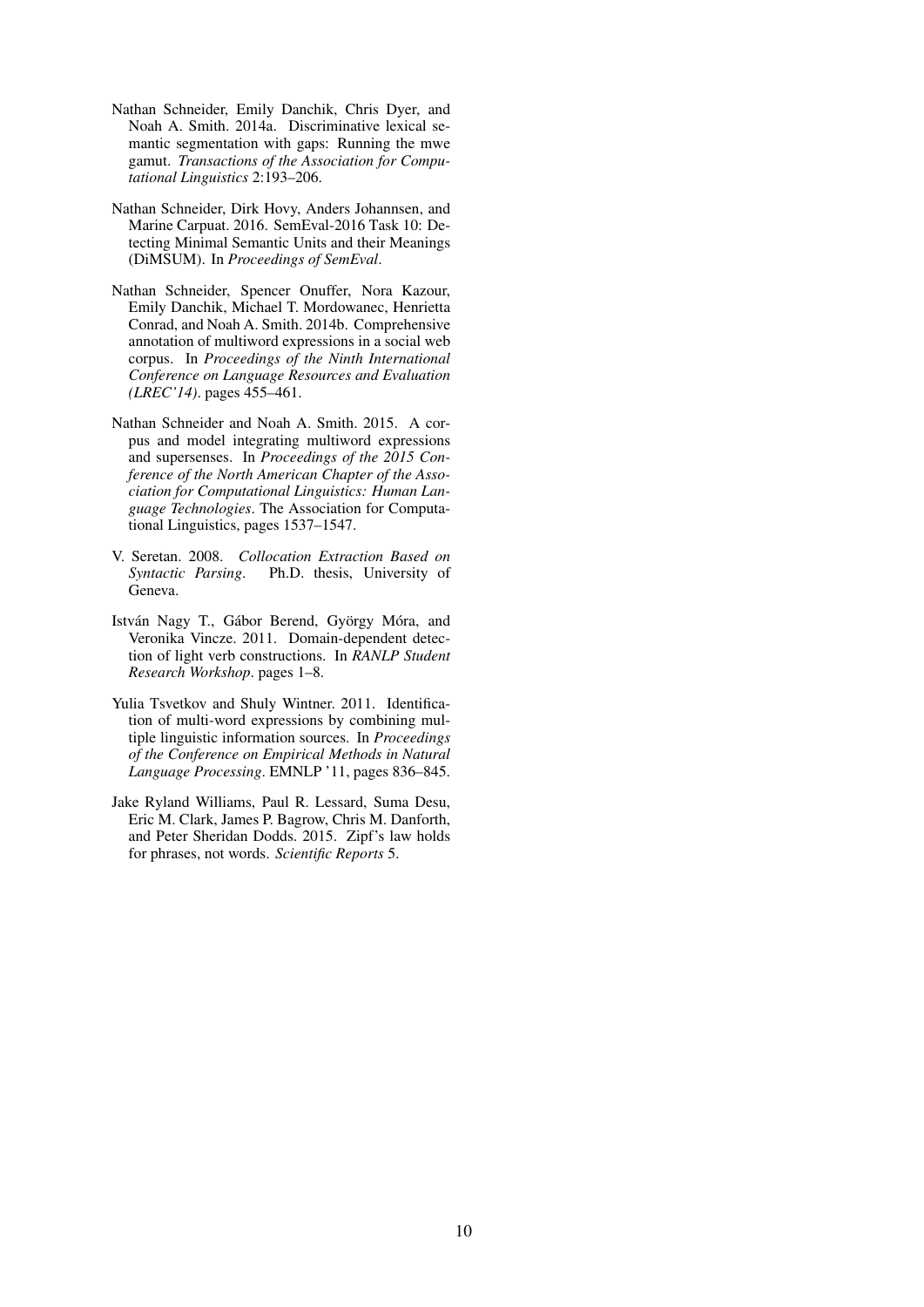Nathan Schneider, Emily Danchik, Chris Dyer, and Noah A. Smith. 2014a. Discriminative lexical semantic segmentation with gaps: Running the mwe gamut. *Transactions of the Association for Computational Linguistics* 2:193–206.

Nathan Schneider, Dirk Hovy, Anders Johannsen, and Marine Carpuat. 2016. SemEval-2016 Task 10: Detecting Minimal Semantic Units and their Meanings (DiMSUM). In *Proceedings of SemEval*.

Nathan Schneider, Spencer Onuffer, Nora Kazour, Emily Danchik, Michael T. Mordowanec, Henrietta Conrad, and Noah A. Smith. 2014b. Comprehensive annotation of multiword expressions in a social web corpus. In *Proceedings of the Ninth International Conference on Language Resources and Evaluation (LREC'14)*. pages 455–461.

Nathan Schneider and Noah A. Smith. 2015. A corpus and model integrating multiword expressions and supersenses. In *Proceedings of the 2015 Conference of the North American Chapter of the Association for Computational Linguistics: Human Language Technologies*. The Association for Computational Linguistics, pages 1537–1547.

V. Seretan. 2008. *Collocation Extraction Based on Syntactic Parsing*. Ph.D. thesis, University of Geneva.

István Nagy T., Gábor Berend, György Móra, and Veronika Vincze. 2011. Domain-dependent detection of light verb constructions. In *RANLP Student Research Workshop*. pages 1–8.

Yulia Tsvetkov and Shuly Wintner. 2011. Identification of multi-word expressions by combining multiple linguistic information sources. In *Proceedings of the Conference on Empirical Methods in Natural Language Processing*. EMNLP '11, pages 836–845.

Jake Ryland Williams, Paul R. Lessard, Suma Desu, Eric M. Clark, James P. Bagrow, Chris M. Danforth, and Peter Sheridan Dodds. 2015. Zipf's law holds for phrases, not words. *Scientific Reports* 5.